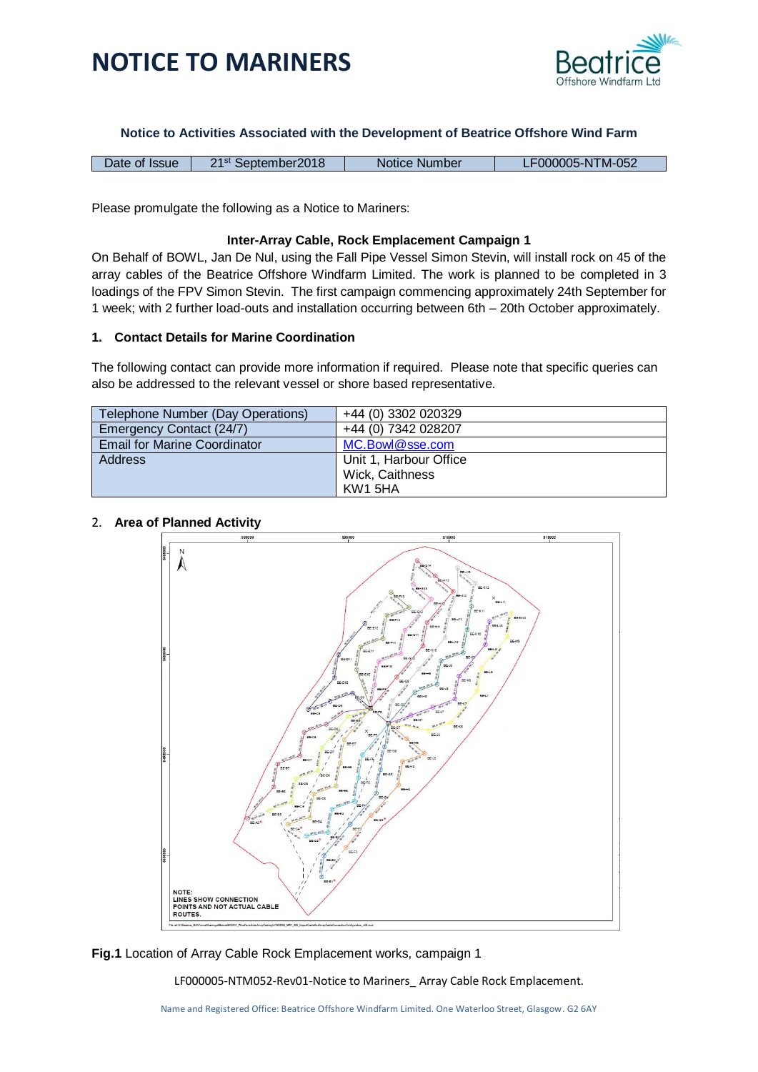# NOTICE TO MARINERS

**Notice to Activities Associated with the Development of Beatrice Offshore Wind Farm**

| Date of Issue | 21st September2018 | Notice Number | LF000005-NTM-052 |
|---|---|---|---|

Please promulgate the following as a Notice to Mariners:

**Inter-Array Cable, Rock Emplacement Campaign 1**

On Behalf of BOWL, Jan De Nul, using the Fall Pipe Vessel Simon Stevin, will install rock on 45 of the array cables of the Beatrice Offshore Windfarm Limited. The work is planned to be completed in 3 loadings of the FPV Simon Stevin. The first campaign commencing approximately 24th September for 1 week; with 2 further load-outs and installation occurring between 6th – 20th October approximately.

## 1. Contact Details for Marine Coordination

The following contact can provide more information if required. Please note that specific queries can also be addressed to the relevant vessel or shore based representative.

| Telephone Number (Day Operations) | +44 (0) 3302 020329 |
|---|---|
| Emergency Contact (24/7) | +44 (0) 7342 028207 |
| Email for Marine Coordinator | MC.Bowl@sse.com |
| Address | Unit 1, Harbour Office<br>Wick, Caithness<br>KW1 5HA |

## 2. Area of Planned Activity

NOTE:
LINES SHOW CONNECTION POINTS AND NOT ACTUAL CABLE ROUTES.

**Fig.1** Location of Array Cable Rock Emplacement works, campaign 1

LF000005-NTM052-Rev01-Notice to Mariners_ Array Cable Rock Emplacement.

Name and Registered Office: Beatrice Offshore Windfarm Limited. One Waterloo Street, Glasgow. G2 6AY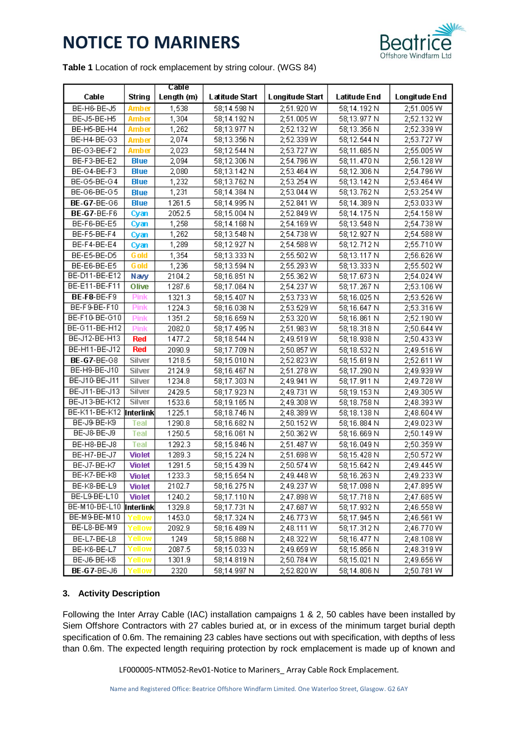# NOTICE TO MARINERS

**Table 1** Location of rock emplacement by string colour. (WGS 84)

| Cable | String | Cable Length (m) | Latitude Start | Longitude Start | Latitude End | Longitude End |
|---|---|---|---|---|---|---|
| BE-H6-BE-J5 | Amber | 1,538 | 58;14.598 N | 2;51.920 W | 58;14.192 N | 2;51.005 W |
| BE-J5-BE-H5 | Amber | 1,304 | 58;14.192 N | 2;51.005 W | 58;13.977 N | 2;52.132 W |
| BE-H5-BE-H4 | Amber | 1,262 | 58;13.977 N | 2;52.132 W | 58;13.356 N | 2;52.339 W |
| BE-H4-BE-G3 | Amber | 2,074 | 58;13.356 N | 2;52.339 W | 58;12.544 N | 2;53.727 W |
| BE-G3-BE-F2 | Amber | 2,023 | 58;12.544 N | 2;53.727 W | 58;11.685 N | 2;55.005 W |
| BE-F3-BE-E2 | Blue | 2,094 | 58;12.306 N | 2;54.796 W | 58;11.470 N | 2;56.128 W |
| BE-G4-BE-F3 | Blue | 2,080 | 58;13.142 N | 2;53.464 W | 58;12.306 N | 2;54.796 W |
| BE-G5-BE-G4 | Blue | 1,232 | 58;13.762 N | 2;53.254 W | 58;13.142 N | 2;53.464 W |
| BE-G6-BE-G5 | Blue | 1,231 | 58;14.384 N | 2;53.044 W | 58;13.762 N | 2;53.254 W |
| **BE-G7**-BE-G6 | Blue | 1261.5 | 58;14.995 N | 2;52.841 W | 58;14.389 N | 2;53.033 W |
| **BE-G7**-BE-F6 | Cyan | 2052.5 | 58;15.004 N | 2;52.849 W | 58;14.175 N | 2;54.158 W |
| BE-F6-BE-E5 | Cyan | 1,258 | 58;14.168 N | 2;54.169 W | 58;13.548 N | 2;54.738 W |
| BE-F5-BE-F4 | Cyan | 1,262 | 58;13.548 N | 2;54.738 W | 58;12.927 N | 2;54.588 W |
| BE-F4-BE-E4 | Cyan | 1,289 | 58;12.927 N | 2;54.588 W | 58;12.712 N | 2;55.710 W |
| BE-E5-BE-D5 | Gold | 1,354 | 58;13.333 N | 2;55.502 W | 58;13.117 N | 2;56.626 W |
| BE-E6-BE-E5 | Gold | 1,236 | 58;13.594 N | 2;55.293 W | 58;13.333 N | 2;55.502 W |
| BE-D11-BE-E12 | Navy | 2104.2 | 58;16.851 N | 2;55.362 W | 58;17.673 N | 2;54.024 W |
| BE-E11-BE-F11 | Olive | 1287.6 | 58;17.064 N | 2;54.237 W | 58;17.267 N | 2;53.106 W |
| **BE-F8**-BE-F9 | Pink | 1321.3 | 58;15.407 N | 2;53.733 W | 58;16.025 N | 2;53.526 W |
| BE-F9-BE-F10 | Pink | 1224.3 | 58;16.038 N | 2;53.529 W | 58;16.647 N | 2;53.316 W |
| BE-F10-BE-G10 | Pink | 1351.2 | 58;16.659 N | 2;53.320 W | 58;16.861 N | 2;52.190 W |
| BE-G11-BE-H12 | Pink | 2082.0 | 58;17.495 N | 2;51.983 W | 58;18.318 N | 2;50.644 W |
| BE-J12-BE-H13 | Red | 1477.2 | 58;18.544 N | 2;49.519 W | 58;18.938 N | 2;50.433 W |
| BE-H11-BE-J12 | Red | 2090.9 | 58;17.709 N | 2;50.857 W | 58;18.532 N | 2;49.516 W |
| **BE-G7**-BE-G8 | Silver | 1218.5 | 58;15.010 N | 2;52.823 W | 58;15.619 N | 2;52.611 W |
| BE-H9-BE-J10 | Silver | 2124.9 | 58;16.467 N | 2;51.278 W | 58;17.290 N | 2;49.939 W |
| BE-J10-BE-J11 | Silver | 1234.8 | 58;17.303 N | 2;49.941 W | 58;17.911 N | 2;49.728 W |
| BE-J11-BE-J13 | Silver | 2429.5 | 58;17.923 N | 2;49.731 W | 58;19.153 N | 2;49.305 W |
| BE-J13-BE-K12 | Silver | 1533.6 | 58;19.165 N | 2;49.308 W | 58;18.758 N | 2;48.393 W |
| BE-K11-BE-K12 | **Interlink** | 1225.1 | 58;18.746 N | 2;48.389 W | 58;18.138 N | 2;48.604 W |
| BE-J9-BE-K9 | Teal | 1290.8 | 58;16.682 N | 2;50.152 W | 58;16.884 N | 2;49.023 W |
| BE-J8-BE-J9 | Teal | 1250.5 | 58;16.061 N | 2;50.362 W | 58;16.669 N | 2;50.149 W |
| BE-H8-BE-J8 | Teal | 1292.3 | 58;15.846 N | 2;51.487 W | 58;16.049 N | 2;50.359 W |
| BE-H7-BE-J7 | Violet | 1289.3 | 58;15.224 N | 2;51.698 W | 58;15.428 N | 2;50.572 W |
| BE-J7-BE-K7 | Violet | 1291.5 | 58;15.439 N | 2;50.574 W | 58;15.642 N | 2;49.445 W |
| BE-K7-BE-K8 | Violet | 1233.3 | 58;15.654 N | 2;49.448 W | 58;16.263 N | 2;49.233 W |
| BE-K8-BE-L9 | Violet | 2102.7 | 58;16.275 N | 2;49.237 W | 58;17.098 N | 2;47.895 W |
| BE-L9-BE-L10 | Violet | 1240.2 | 58;17.110 N | 2;47.898 W | 58;17.718 N | 2;47.685 W |
| BE-M10-BE-L10 | **Interlink** | 1329.8 | 58;17.731 N | 2;47.687 W | 58;17.932 N | 2;46.558 W |
| BE-M9-BE-M10 | Yellow | 1453.0 | 58;17.324 N | 2;46.773 W | 58;17.945 N | 2;46.561 W |
| BE-L8-BE-M9 | Yellow | 2092.9 | 58;16.489 N | 2;48.111 W | 58;17.312 N | 2;46.770 W |
| BE-L7-BE-L8 | Yellow | 1249 | 58;15.868 N | 2;48.322 W | 58;16.477 N | 2;48.108 W |
| BE-K6-BE-L7 | Yellow | 2087.5 | 58;15.033 N | 2;49.659 W | 58;15.856 N | 2;48.319 W |
| BE-J6-BE-K6 | Yellow | 1301.9 | 58;14.819 N | 2;50.784 W | 58;15.021 N | 2;49.656 W |
| **BE-G7**-BE-J6 | Yellow | 2320 | 58;14.997 N | 2;52.820 W | 58;14.806 N | 2;50.781 W |

## 3. Activity Description

Following the Inter Array Cable (IAC) installation campaigns 1 & 2, 50 cables have been installed by Siem Offshore Contractors with 27 cables buried at, or in excess of the minimum target burial depth specification of 0.6m. The remaining 23 cables have sections out with specification, with depths of less than 0.6m. The expected length requiring protection by rock emplacement is made up of known and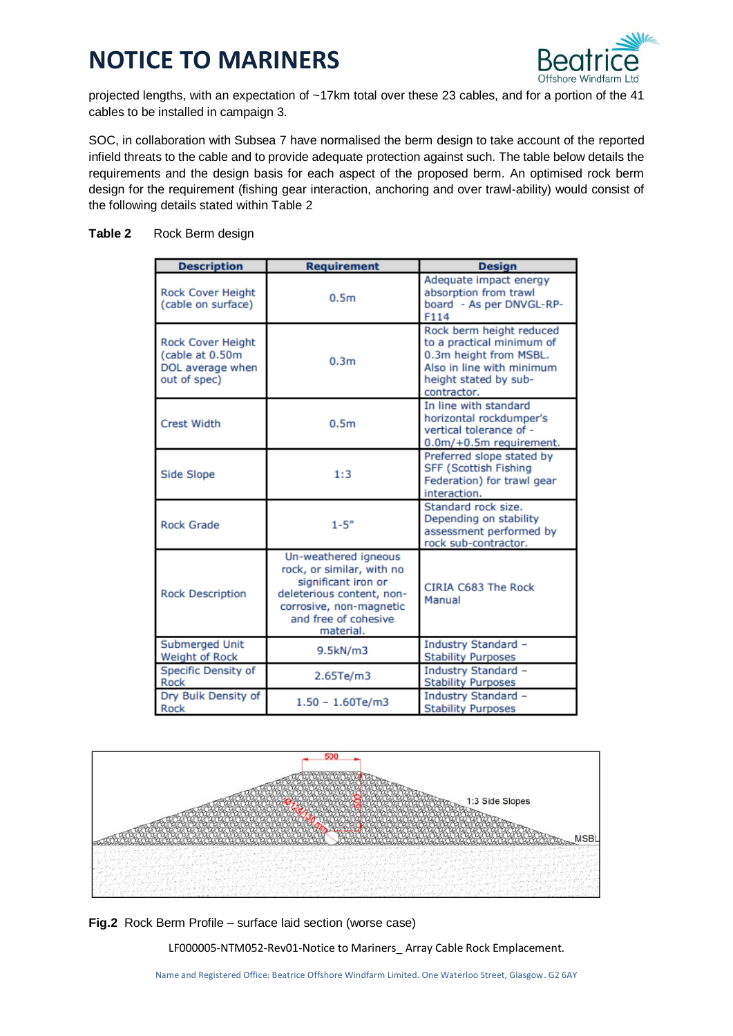projected lengths, with an expectation of ~17km total over these 23 cables, and for a portion of the 41 cables to be installed in campaign 3.

SOC, in collaboration with Subsea 7 have normalised the berm design to take account of the reported infield threats to the cable and to provide adequate protection against such. The table below details the requirements and the design basis for each aspect of the proposed berm. An optimised rock berm design for the requirement (fishing gear interaction, anchoring and over trawl-ability) would consist of the following details stated within Table 2

**Table 2** Rock Berm design

| Description | Requirement | Design |
|---|---|---|
| Rock Cover Height (cable on surface) | 0.5m | Adequate impact energy absorption from trawl board - As per DNVGL-RP-F114 |
| Rock Cover Height (cable at 0.50m DOL average when out of spec) | 0.3m | Rock berm height reduced to a practical minimum of 0.3m height from MSBL. Also in line with minimum height stated by sub-contractor. |
| Crest Width | 0.5m | In line with standard horizontal rockdumper's vertical tolerance of -0.0m/+0.5m requirement. |
| Side Slope | 1:3 | Preferred slope stated by SFF (Scottish Fishing Federation) for trawl gear interaction. |
| Rock Grade | 1-5" | Standard rock size. Depending on stability assessment performed by rock sub-contractor. |
| Rock Description | Un-weathered igneous rock, or similar, with no significant iron or deleterious content, non-corrosive, non-magnetic and free of cohesive material. | CIRIA C683 The Rock Manual |
| Submerged Unit Weight of Rock | 9.5kN/m3 | Industry Standard – Stability Purposes |
| Specific Density of Rock | 2.65Te/m3 | Industry Standard – Stability Purposes |
| Dry Bulk Density of Rock | 1.50 – 1.60Te/m3 | Industry Standard – Stability Purposes |

**Fig.2** Rock Berm Profile – surface laid section (worse case)

LF000005-NTM052-Rev01-Notice to Mariners_ Array Cable Rock Emplacement.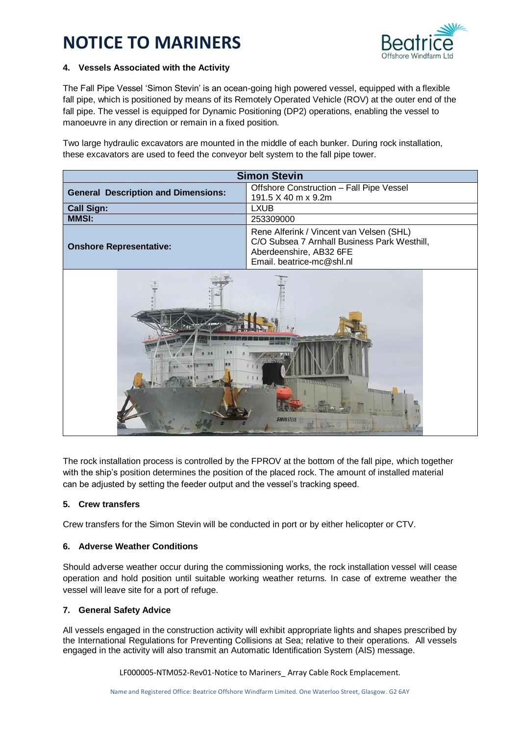# NOTICE TO MARINERS

### 4. Vessels Associated with the Activity

The Fall Pipe Vessel 'Simon Stevin' is an ocean-going high powered vessel, equipped with a flexible fall pipe, which is positioned by means of its Remotely Operated Vehicle (ROV) at the outer end of the fall pipe. The vessel is equipped for Dynamic Positioning (DP2) operations, enabling the vessel to manoeuvre in any direction or remain in a fixed position.

Two large hydraulic excavators are mounted in the middle of each bunker. During rock installation, these excavators are used to feed the conveyor belt system to the fall pipe tower.

| Simon Stevin | |
|---|---|
| **General Description and Dimensions:** | Offshore Construction – Fall Pipe Vessel<br>191.5 X 40 m x 9.2m |
| **Call Sign:** | LXUB |
| **MMSI:** | 253309000 |
| **Onshore Representative:** | Rene Alferink / Vincent van Velsen (SHL)<br>C/O Subsea 7 Arnhall Business Park Westhill, Aberdeenshire, AB32 6FE<br>Email. beatrice-mc@shl.nl |

The rock installation process is controlled by the FPROV at the bottom of the fall pipe, which together with the ship's position determines the position of the placed rock. The amount of installed material can be adjusted by setting the feeder output and the vessel's tracking speed.

### 5. Crew transfers

Crew transfers for the Simon Stevin will be conducted in port or by either helicopter or CTV.

### 6. Adverse Weather Conditions

Should adverse weather occur during the commissioning works, the rock installation vessel will cease operation and hold position until suitable working weather returns. In case of extreme weather the vessel will leave site for a port of refuge.

### 7. General Safety Advice

All vessels engaged in the construction activity will exhibit appropriate lights and shapes prescribed by the International Regulations for Preventing Collisions at Sea; relative to their operations. All vessels engaged in the activity will also transmit an Automatic Identification System (AIS) message.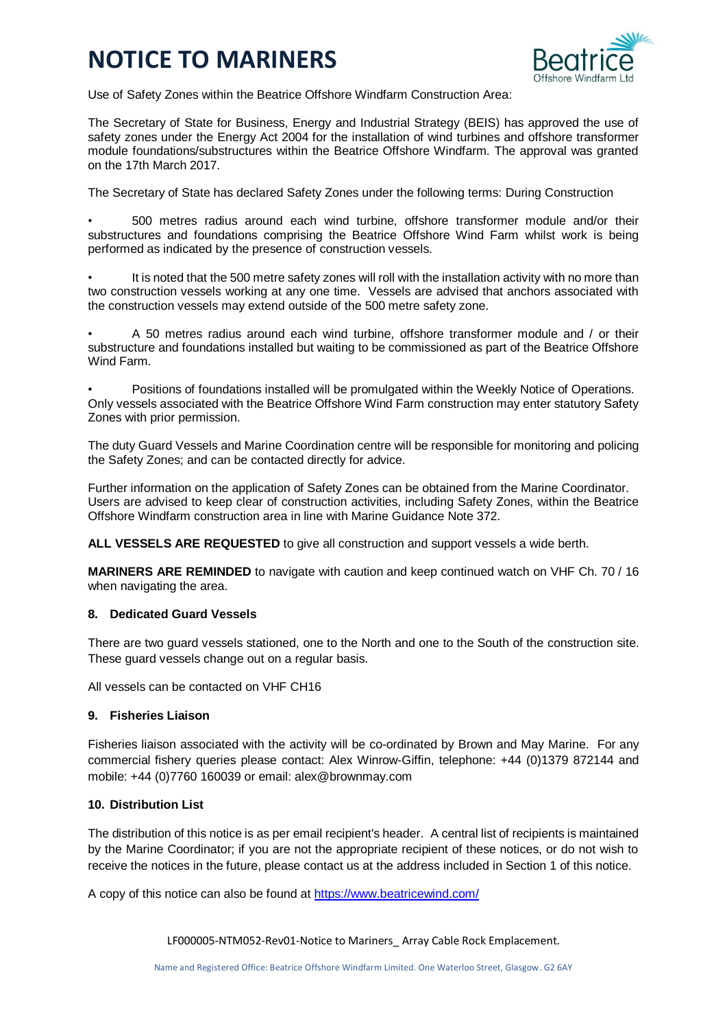# NOTICE TO MARINERS

Use of Safety Zones within the Beatrice Offshore Windfarm Construction Area:

The Secretary of State for Business, Energy and Industrial Strategy (BEIS) has approved the use of safety zones under the Energy Act 2004 for the installation of wind turbines and offshore transformer module foundations/substructures within the Beatrice Offshore Windfarm. The approval was granted on the 17th March 2017.

The Secretary of State has declared Safety Zones under the following terms: During Construction

- 500 metres radius around each wind turbine, offshore transformer module and/or their substructures and foundations comprising the Beatrice Offshore Wind Farm whilst work is being performed as indicated by the presence of construction vessels.
- It is noted that the 500 metre safety zones will roll with the installation activity with no more than two construction vessels working at any one time. Vessels are advised that anchors associated with the construction vessels may extend outside of the 500 metre safety zone.
- A 50 metres radius around each wind turbine, offshore transformer module and / or their substructure and foundations installed but waiting to be commissioned as part of the Beatrice Offshore Wind Farm.
- Positions of foundations installed will be promulgated within the Weekly Notice of Operations. Only vessels associated with the Beatrice Offshore Wind Farm construction may enter statutory Safety Zones with prior permission.

The duty Guard Vessels and Marine Coordination centre will be responsible for monitoring and policing the Safety Zones; and can be contacted directly for advice.

Further information on the application of Safety Zones can be obtained from the Marine Coordinator. Users are advised to keep clear of construction activities, including Safety Zones, within the Beatrice Offshore Windfarm construction area in line with Marine Guidance Note 372.

**ALL VESSELS ARE REQUESTED** to give all construction and support vessels a wide berth.

**MARINERS ARE REMINDED** to navigate with caution and keep continued watch on VHF Ch. 70 / 16 when navigating the area.

### 8. Dedicated Guard Vessels

There are two guard vessels stationed, one to the North and one to the South of the construction site. These guard vessels change out on a regular basis.

All vessels can be contacted on VHF CH16

### 9. Fisheries Liaison

Fisheries liaison associated with the activity will be co-ordinated by Brown and May Marine. For any commercial fishery queries please contact: Alex Winrow-Giffin, telephone: +44 (0)1379 872144 and mobile: +44 (0)7760 160039 or email: alex@brownmay.com

### 10. Distribution List

The distribution of this notice is as per email recipient's header. A central list of recipients is maintained by the Marine Coordinator; if you are not the appropriate recipient of these notices, or do not wish to receive the notices in the future, please contact us at the address included in Section 1 of this notice.

A copy of this notice can also be found at [https://www.beatricewind.com/](https://www.beatricewind.com/)